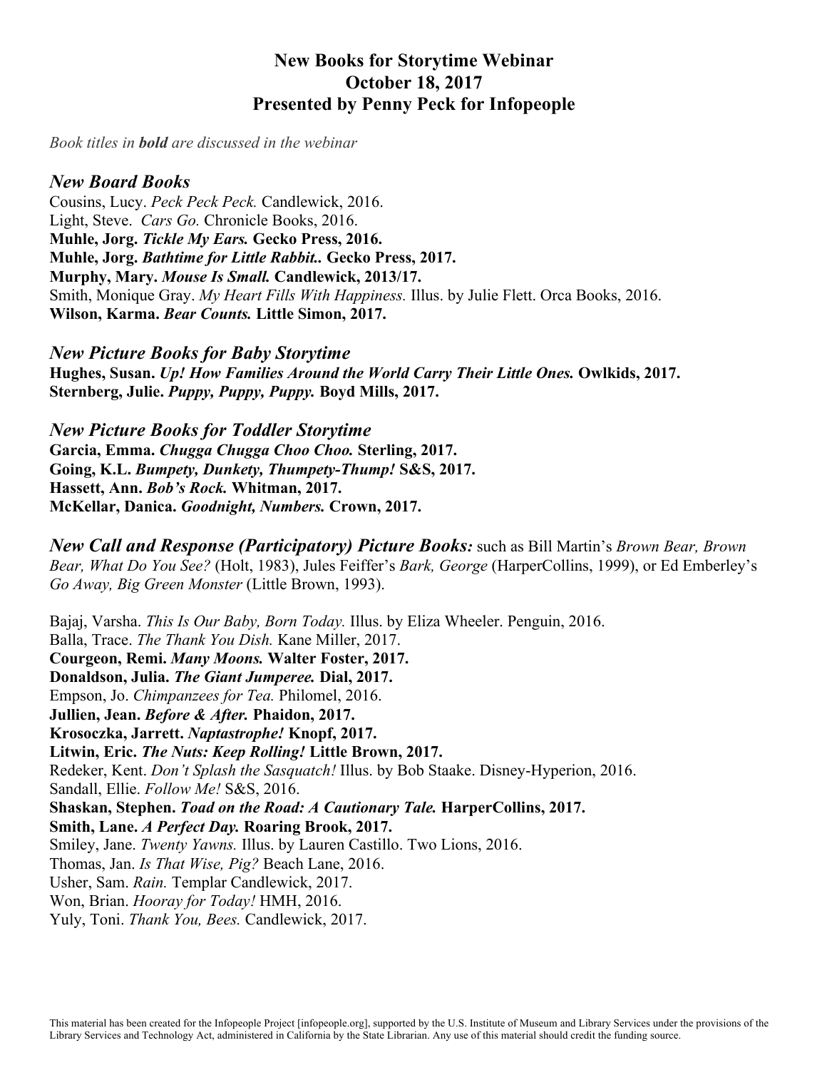# New Books for Storytime Webinar
# October 18, 2017
# Presented by Penny Peck for Infopeople

*Book titles in **bold** are discussed in the webinar*

## *New Board Books*

Cousins, Lucy. *Peck Peck Peck.* Candlewick, 2016.
Light, Steve. *Cars Go.* Chronicle Books, 2016.
**Muhle, Jorg. *Tickle My Ears.* Gecko Press, 2016.**
**Muhle, Jorg. *Bathtime for Little Rabbit..* Gecko Press, 2017.**
**Murphy, Mary. *Mouse Is Small.* Candlewick, 2013/17.**
Smith, Monique Gray. *My Heart Fills With Happiness.* Illus. by Julie Flett. Orca Books, 2016.
**Wilson, Karma. *Bear Counts.* Little Simon, 2017.**

## *New Picture Books for Baby Storytime*

**Hughes, Susan. *Up! How Families Around the World Carry Their Little Ones.* Owlkids, 2017.**
**Sternberg, Julie. *Puppy, Puppy, Puppy.* Boyd Mills, 2017.**

## *New Picture Books for Toddler Storytime*

**Garcia, Emma. *Chugga Chugga Choo Choo.* Sterling, 2017.**
**Going, K.L. *Bumpety, Dunkety, Thumpety-Thump!* S&S, 2017.**
**Hassett, Ann. *Bob's Rock.* Whitman, 2017.**
**McKellar, Danica. *Goodnight, Numbers.* Crown, 2017.**

## *New Call and Response (Participatory) Picture Books:*

such as Bill Martin's *Brown Bear, Brown Bear, What Do You See?* (Holt, 1983), Jules Feiffer's *Bark, George* (HarperCollins, 1999), or Ed Emberley's *Go Away, Big Green Monster* (Little Brown, 1993).

Bajaj, Varsha. *This Is Our Baby, Born Today.* Illus. by Eliza Wheeler. Penguin, 2016.
Balla, Trace. *The Thank You Dish.* Kane Miller, 2017.
**Courgeon, Remi. *Many Moons.* Walter Foster, 2017.**
**Donaldson, Julia. *The Giant Jumperee.* Dial, 2017.**
Empson, Jo. *Chimpanzees for Tea.* Philomel, 2016.
**Jullien, Jean. *Before & After.* Phaidon, 2017.**
**Krosoczka, Jarrett. *Naptastrophe!* Knopf, 2017.**
**Litwin, Eric. *The Nuts: Keep Rolling!* Little Brown, 2017.**
Redeker, Kent. *Don't Splash the Sasquatch!* Illus. by Bob Staake. Disney-Hyperion, 2016.
Sandall, Ellie. *Follow Me!* S&S, 2016.
**Shaskan, Stephen. *Toad on the Road: A Cautionary Tale.* HarperCollins, 2017.**
**Smith, Lane. *A Perfect Day.* Roaring Brook, 2017.**
Smiley, Jane. *Twenty Yawns.* Illus. by Lauren Castillo. Two Lions, 2016.
Thomas, Jan. *Is That Wise, Pig?* Beach Lane, 2016.
Usher, Sam. *Rain.* Templar Candlewick, 2017.
Won, Brian. *Hooray for Today!* HMH, 2016.
Yuly, Toni. *Thank You, Bees.* Candlewick, 2017.

This material has been created for the Infopeople Project [infopeople.org], supported by the U.S. Institute of Museum and Library Services under the provisions of the Library Services and Technology Act, administered in California by the State Librarian. Any use of this material should credit the funding source.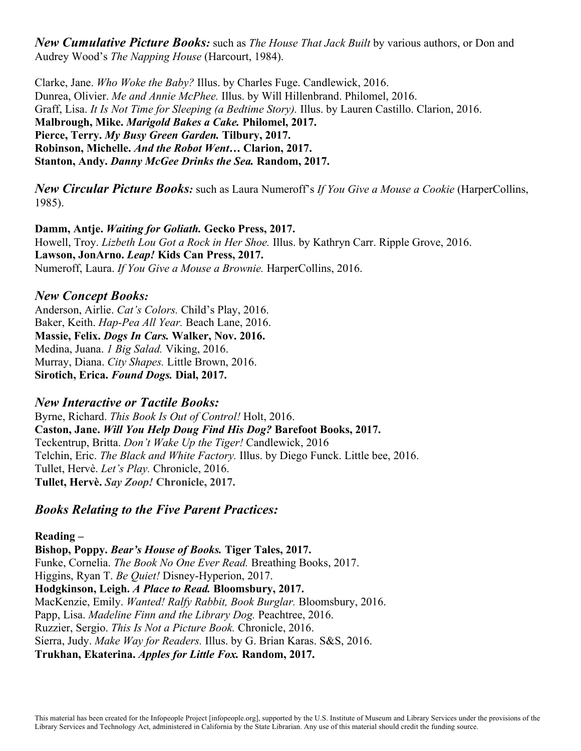***New Cumulative Picture Books:*** such as *The House That Jack Built* by various authors, or Don and Audrey Wood's *The Napping House* (Harcourt, 1984).

Clarke, Jane. *Who Woke the Baby?* Illus. by Charles Fuge. Candlewick, 2016.
Dunrea, Olivier. *Me and Annie McPhee.* Illus. by Will Hillenbrand. Philomel, 2016.
Graff, Lisa. *It Is Not Time for Sleeping (a Bedtime Story).* Illus. by Lauren Castillo. Clarion, 2016.
**Malbrough, Mike. *Marigold Bakes a Cake.* Philomel, 2017.**
**Pierce, Terry. *My Busy Green Garden.* Tilbury, 2017.**
**Robinson, Michelle. *And the Robot Went…* Clarion, 2017.**
**Stanton, Andy. *Danny McGee Drinks the Sea.* Random, 2017.**

***New Circular Picture Books:*** such as Laura Numeroff's *If You Give a Mouse a Cookie* (HarperCollins, 1985).

**Damm, Antje. *Waiting for Goliath.* Gecko Press, 2017.**
Howell, Troy. *Lizbeth Lou Got a Rock in Her Shoe.* Illus. by Kathryn Carr. Ripple Grove, 2016.
**Lawson, JonArno. *Leap!* Kids Can Press, 2017.**
Numeroff, Laura. *If You Give a Mouse a Brownie.* HarperCollins, 2016.

### *New Concept Books:*

Anderson, Airlie. *Cat's Colors.* Child's Play, 2016.
Baker, Keith. *Hap-Pea All Year.* Beach Lane, 2016.
**Massie, Felix. *Dogs In Cars.* Walker, Nov. 2016.**
Medina, Juana. *1 Big Salad.* Viking, 2016.
Murray, Diana. *City Shapes.* Little Brown, 2016.
**Sirotich, Erica. *Found Dogs.* Dial, 2017.**

### *New Interactive or Tactile Books:*

Byrne, Richard. *This Book Is Out of Control!* Holt, 2016.
**Caston, Jane. *Will You Help Doug Find His Dog?* Barefoot Books, 2017.**
Teckentrup, Britta. *Don't Wake Up the Tiger!* Candlewick, 2016
Telchin, Eric. *The Black and White Factory.* Illus. by Diego Funck. Little bee, 2016.
Tullet, Hervè. *Let's Play.* Chronicle, 2016.
**Tullet, Hervè. *Say Zoop!* Chronicle, 2017.**

## *Books Relating to the Five Parent Practices:*

**Reading –**

**Bishop, Poppy. *Bear's House of Books.* Tiger Tales, 2017.**
Funke, Cornelia. *The Book No One Ever Read.* Breathing Books, 2017.
Higgins, Ryan T. *Be Quiet!* Disney-Hyperion, 2017.
**Hodgkinson, Leigh. *A Place to Read.* Bloomsbury, 2017.**
MacKenzie, Emily. *Wanted! Ralfy Rabbit, Book Burglar.* Bloomsbury, 2016.
Papp, Lisa. *Madeline Finn and the Library Dog.* Peachtree, 2016.
Ruzzier, Sergio. *This Is Not a Picture Book.* Chronicle, 2016.
Sierra, Judy. *Make Way for Readers.* Illus. by G. Brian Karas. S&S, 2016.
**Trukhan, Ekaterina. *Apples for Little Fox.* Random, 2017.**

This material has been created for the Infopeople Project [infopeople.org], supported by the U.S. Institute of Museum and Library Services under the provisions of the Library Services and Technology Act, administered in California by the State Librarian. Any use of this material should credit the funding source.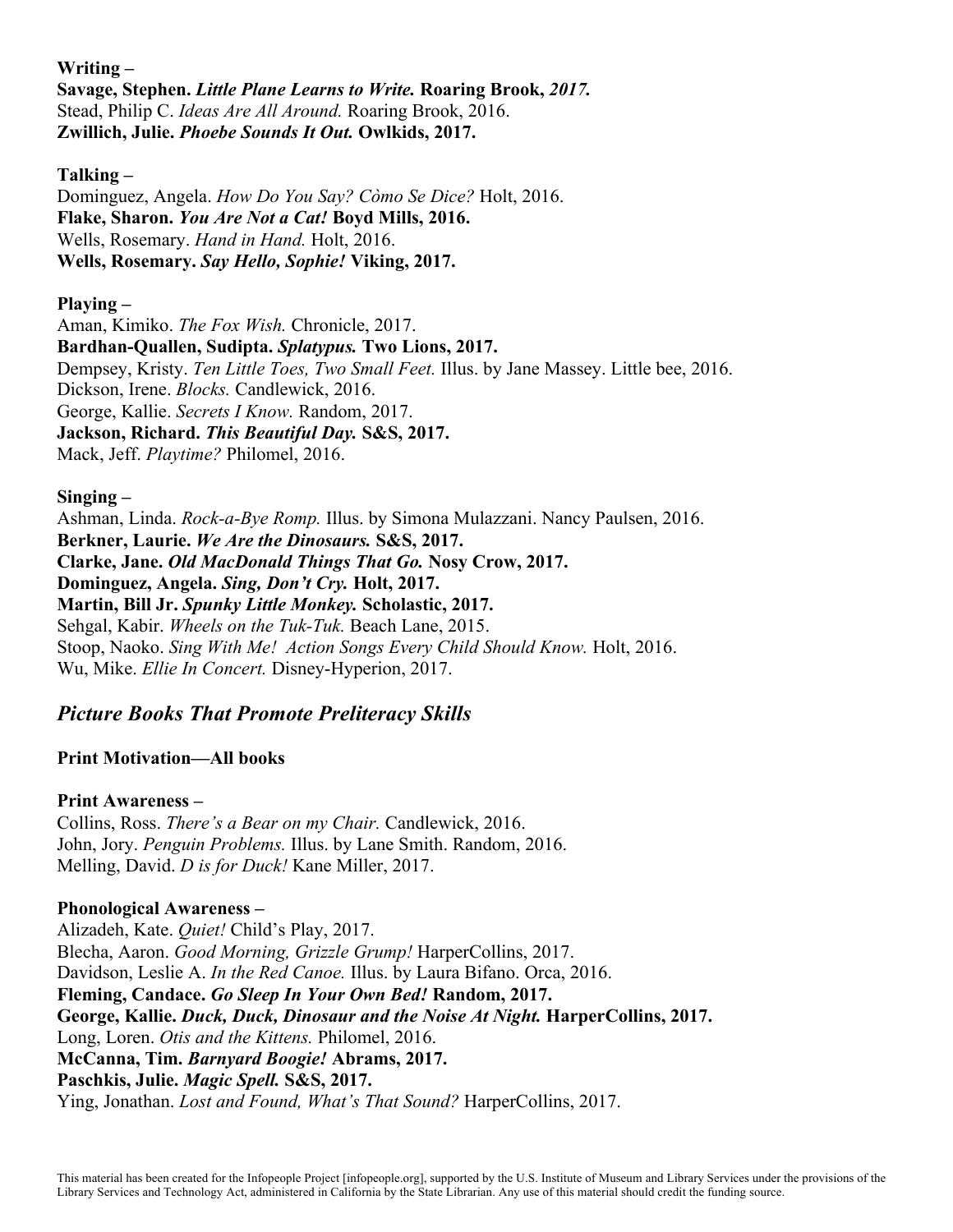**Writing –**

**Savage, Stephen. *Little Plane Learns to Write.* Roaring Brook, *2017.***
Stead, Philip C. *Ideas Are All Around.* Roaring Brook, 2016.
**Zwillich, Julie. *Phoebe Sounds It Out.* Owlkids, 2017.**

**Talking –**

Dominguez, Angela. *How Do You Say? Còmo Se Dice?* Holt, 2016.
**Flake, Sharon. *You Are Not a Cat!* Boyd Mills, 2016.**
Wells, Rosemary. *Hand in Hand.* Holt, 2016.
**Wells, Rosemary. *Say Hello, Sophie!* Viking, 2017.**

**Playing –**

Aman, Kimiko. *The Fox Wish.* Chronicle, 2017.
**Bardhan-Quallen, Sudipta. *Splatypus.* Two Lions, 2017.**
Dempsey, Kristy. *Ten Little Toes, Two Small Feet.* Illus. by Jane Massey. Little bee, 2016.
Dickson, Irene. *Blocks.* Candlewick, 2016.
George, Kallie. *Secrets I Know.* Random, 2017.
**Jackson, Richard. *This Beautiful Day.* S&S, 2017.**
Mack, Jeff. *Playtime?* Philomel, 2016.

**Singing –**

Ashman, Linda. *Rock-a-Bye Romp.* Illus. by Simona Mulazzani. Nancy Paulsen, 2016.
**Berkner, Laurie. *We Are the Dinosaurs.* S&S, 2017.**
**Clarke, Jane. *Old MacDonald Things That Go.* Nosy Crow, 2017.**
**Dominguez, Angela. *Sing, Don't Cry.* Holt, 2017.**
**Martin, Bill Jr. *Spunky Little Monkey.* Scholastic, 2017.**
Sehgal, Kabir. *Wheels on the Tuk-Tuk.* Beach Lane, 2015.
Stoop, Naoko. *Sing With Me! Action Songs Every Child Should Know.* Holt, 2016.
Wu, Mike. *Ellie In Concert.* Disney-Hyperion, 2017.

## *Picture Books That Promote Preliteracy Skills*

**Print Motivation—All books**

**Print Awareness –**

Collins, Ross. *There's a Bear on my Chair.* Candlewick, 2016.
John, Jory. *Penguin Problems.* Illus. by Lane Smith. Random, 2016.
Melling, David. *D is for Duck!* Kane Miller, 2017.

**Phonological Awareness –**

Alizadeh, Kate. *Quiet!* Child's Play, 2017.
Blecha, Aaron. *Good Morning, Grizzle Grump!* HarperCollins, 2017.
Davidson, Leslie A. *In the Red Canoe.* Illus. by Laura Bifano. Orca, 2016.
**Fleming, Candace. *Go Sleep In Your Own Bed!* Random, 2017.**
**George, Kallie. *Duck, Duck, Dinosaur and the Noise At Night.* HarperCollins, 2017.**
Long, Loren. *Otis and the Kittens.* Philomel, 2016.
**McCanna, Tim. *Barnyard Boogie!* Abrams, 2017.**
**Paschkis, Julie. *Magic Spell.* S&S, 2017.**
Ying, Jonathan. *Lost and Found, What's That Sound?* HarperCollins, 2017.

This material has been created for the Infopeople Project [infopeople.org], supported by the U.S. Institute of Museum and Library Services under the provisions of the Library Services and Technology Act, administered in California by the State Librarian. Any use of this material should credit the funding source.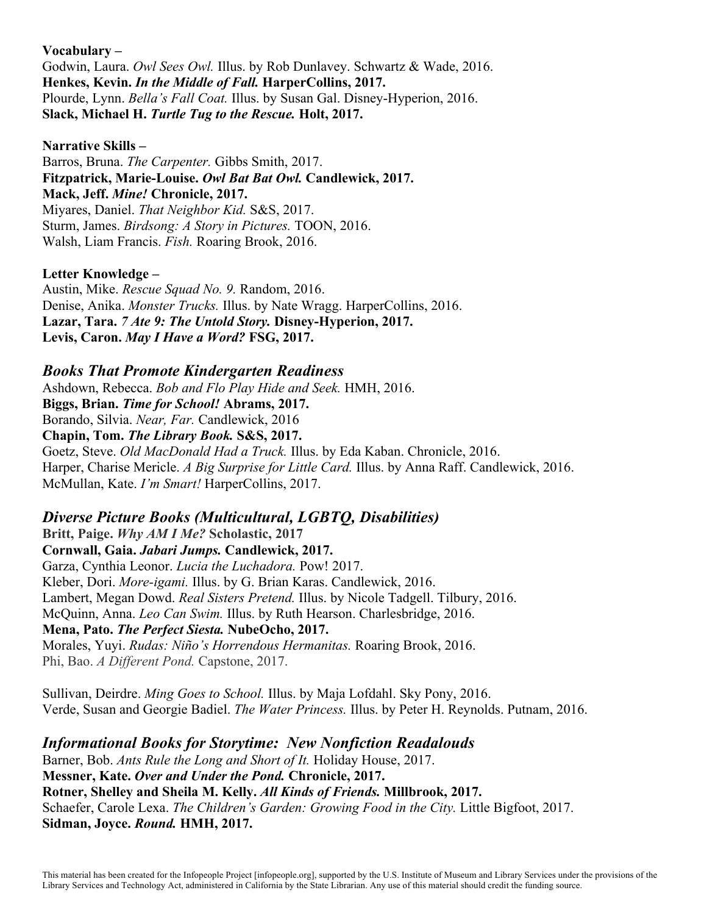**Vocabulary –**

Godwin, Laura. *Owl Sees Owl.* Illus. by Rob Dunlavey. Schwartz & Wade, 2016.
**Henkes, Kevin. *In the Middle of Fall.* HarperCollins, 2017.**
Plourde, Lynn. *Bella's Fall Coat.* Illus. by Susan Gal. Disney-Hyperion, 2016.
**Slack, Michael H. *Turtle Tug to the Rescue.* Holt, 2017.**

**Narrative Skills –**

Barros, Bruna. *The Carpenter.* Gibbs Smith, 2017.
**Fitzpatrick, Marie-Louise. *Owl Bat Bat Owl.* Candlewick, 2017.**
**Mack, Jeff. *Mine!* Chronicle, 2017.**
Miyares, Daniel. *That Neighbor Kid.* S&S, 2017.
Sturm, James. *Birdsong: A Story in Pictures.* TOON, 2016.
Walsh, Liam Francis. *Fish.* Roaring Brook, 2016.

**Letter Knowledge –**

Austin, Mike. *Rescue Squad No. 9.* Random, 2016.
Denise, Anika. *Monster Trucks.* Illus. by Nate Wragg. HarperCollins, 2016.
**Lazar, Tara. *7 Ate 9: The Untold Story.* Disney-Hyperion, 2017.**
**Levis, Caron. *May I Have a Word?* FSG, 2017.**

## *Books That Promote Kindergarten Readiness*

Ashdown, Rebecca. *Bob and Flo Play Hide and Seek.* HMH, 2016.
**Biggs, Brian. *Time for School!* Abrams, 2017.**
Borando, Silvia. *Near, Far.* Candlewick, 2016
**Chapin, Tom. *The Library Book.* S&S, 2017.**
Goetz, Steve. *Old MacDonald Had a Truck.* Illus. by Eda Kaban. Chronicle, 2016.
Harper, Charise Mericle. *A Big Surprise for Little Card.* Illus. by Anna Raff. Candlewick, 2016.
McMullan, Kate. *I'm Smart!* HarperCollins, 2017.

## *Diverse Picture Books (Multicultural, LGBTQ, Disabilities)*

**Britt, Paige. *Why AM I Me?* Scholastic, 2017**
**Cornwall, Gaia. *Jabari Jumps.* Candlewick, 2017.**
Garza, Cynthia Leonor. *Lucia the Luchadora.* Pow! 2017.
Kleber, Dori. *More-igami.* Illus. by G. Brian Karas. Candlewick, 2016.
Lambert, Megan Dowd. *Real Sisters Pretend.* Illus. by Nicole Tadgell. Tilbury, 2016.
McQuinn, Anna. *Leo Can Swim.* Illus. by Ruth Hearson. Charlesbridge, 2016.
**Mena, Pato. *The Perfect Siesta.* NubeOcho, 2017.**
Morales, Yuyi. *Rudas: Niño's Horrendous Hermanitas.* Roaring Brook, 2016.
Phi, Bao. *A Different Pond.* Capstone, 2017.

Sullivan, Deirdre. *Ming Goes to School.* Illus. by Maja Lofdahl. Sky Pony, 2016.
Verde, Susan and Georgie Badiel. *The Water Princess.* Illus. by Peter H. Reynolds. Putnam, 2016.

## *Informational Books for Storytime: New Nonfiction Readalouds*

Barner, Bob. *Ants Rule the Long and Short of It.* Holiday House, 2017.
**Messner, Kate. *Over and Under the Pond.* Chronicle, 2017.**
**Rotner, Shelley and Sheila M. Kelly. *All Kinds of Friends.* Millbrook, 2017.**
Schaefer, Carole Lexa. *The Children's Garden: Growing Food in the City.* Little Bigfoot, 2017.
**Sidman, Joyce. *Round.* HMH, 2017.**

This material has been created for the Infopeople Project [infopeople.org], supported by the U.S. Institute of Museum and Library Services under the provisions of the Library Services and Technology Act, administered in California by the State Librarian. Any use of this material should credit the funding source.